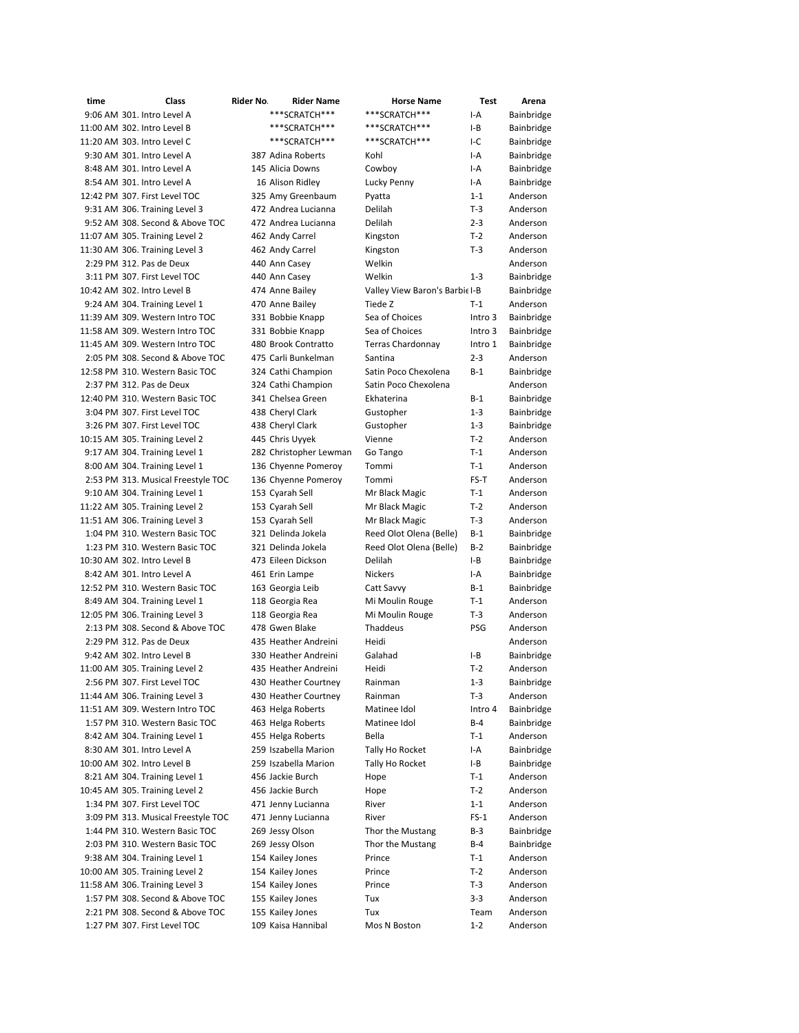| time | Class | Rider No. | Rider Name | Horse Name | Test | Arena |
|---|---|---|---|---|---|---|
| 9:06 AM | 301. Intro Level A | | ***SCRATCH*** | ***SCRATCH*** | I-A | Bainbridge |
| 11:00 AM | 302. Intro Level B | | ***SCRATCH*** | ***SCRATCH*** | I-B | Bainbridge |
| 11:20 AM | 303. Intro Level C | | ***SCRATCH*** | ***SCRATCH*** | I-C | Bainbridge |
| 9:30 AM | 301. Intro Level A | 387 | Adina Roberts | Kohl | I-A | Bainbridge |
| 8:48 AM | 301. Intro Level A | 145 | Alicia Downs | Cowboy | I-A | Bainbridge |
| 8:54 AM | 301. Intro Level A | 16 | Alison Ridley | Lucky Penny | I-A | Bainbridge |
| 12:42 PM | 307. First Level TOC | 325 | Amy Greenbaum | Pyatta | 1-1 | Anderson |
| 9:31 AM | 306. Training Level 3 | 472 | Andrea Lucianna | Delilah | T-3 | Anderson |
| 9:52 AM | 308. Second & Above TOC | 472 | Andrea Lucianna | Delilah | 2-3 | Anderson |
| 11:07 AM | 305. Training Level 2 | 462 | Andy Carrel | Kingston | T-2 | Anderson |
| 11:30 AM | 306. Training Level 3 | 462 | Andy Carrel | Kingston | T-3 | Anderson |
| 2:29 PM | 312. Pas de Deux | 440 | Ann Casey | Welkin | | Anderson |
| 3:11 PM | 307. First Level TOC | 440 | Ann Casey | Welkin | 1-3 | Bainbridge |
| 10:42 AM | 302. Intro Level B | 474 | Anne Bailey | Valley View Baron's Barbie | I-B | Bainbridge |
| 9:24 AM | 304. Training Level 1 | 470 | Anne Bailey | Tiede Z | T-1 | Anderson |
| 11:39 AM | 309. Western Intro TOC | 331 | Bobbie Knapp | Sea of Choices | Intro 3 | Bainbridge |
| 11:58 AM | 309. Western Intro TOC | 331 | Bobbie Knapp | Sea of Choices | Intro 3 | Bainbridge |
| 11:45 AM | 309. Western Intro TOC | 480 | Brook Contratto | Terras Chardonnay | Intro 1 | Bainbridge |
| 2:05 PM | 308. Second & Above TOC | 475 | Carli Bunkelman | Santina | 2-3 | Anderson |
| 12:58 PM | 310. Western Basic TOC | 324 | Cathi Champion | Satin Poco Chexolena | B-1 | Bainbridge |
| 2:37 PM | 312. Pas de Deux | 324 | Cathi Champion | Satin Poco Chexolena | | Anderson |
| 12:40 PM | 310. Western Basic TOC | 341 | Chelsea Green | Ekhaterina | B-1 | Bainbridge |
| 3:04 PM | 307. First Level TOC | 438 | Cheryl Clark | Gustopher | 1-3 | Bainbridge |
| 3:26 PM | 307. First Level TOC | 438 | Cheryl Clark | Gustopher | 1-3 | Bainbridge |
| 10:15 AM | 305. Training Level 2 | 445 | Chris Uyyek | Vienne | T-2 | Anderson |
| 9:17 AM | 304. Training Level 1 | 282 | Christopher Lewman | Go Tango | T-1 | Anderson |
| 8:00 AM | 304. Training Level 1 | 136 | Chyenne Pomeroy | Tommi | T-1 | Anderson |
| 2:53 PM | 313. Musical Freestyle TOC | 136 | Chyenne Pomeroy | Tommi | FS-T | Anderson |
| 9:10 AM | 304. Training Level 1 | 153 | Cyarah Sell | Mr Black Magic | T-1 | Anderson |
| 11:22 AM | 305. Training Level 2 | 153 | Cyarah Sell | Mr Black Magic | T-2 | Anderson |
| 11:51 AM | 306. Training Level 3 | 153 | Cyarah Sell | Mr Black Magic | T-3 | Anderson |
| 1:04 PM | 310. Western Basic TOC | 321 | Delinda Jokela | Reed Olot Olena (Belle) | B-1 | Bainbridge |
| 1:23 PM | 310. Western Basic TOC | 321 | Delinda Jokela | Reed Olot Olena (Belle) | B-2 | Bainbridge |
| 10:30 AM | 302. Intro Level B | 473 | Eileen Dickson | Delilah | I-B | Bainbridge |
| 8:42 AM | 301. Intro Level A | 461 | Erin Lampe | Nickers | I-A | Bainbridge |
| 12:52 PM | 310. Western Basic TOC | 163 | Georgia Leib | Catt Savvy | B-1 | Bainbridge |
| 8:49 AM | 304. Training Level 1 | 118 | Georgia Rea | Mi Moulin Rouge | T-1 | Anderson |
| 12:05 PM | 306. Training Level 3 | 118 | Georgia Rea | Mi Moulin Rouge | T-3 | Anderson |
| 2:13 PM | 308. Second & Above TOC | 478 | Gwen Blake | Thaddeus | PSG | Anderson |
| 2:29 PM | 312. Pas de Deux | 435 | Heather Andreini | Heidi | | Anderson |
| 9:42 AM | 302. Intro Level B | 330 | Heather Andreini | Galahad | I-B | Bainbridge |
| 11:00 AM | 305. Training Level 2 | 435 | Heather Andreini | Heidi | T-2 | Anderson |
| 2:56 PM | 307. First Level TOC | 430 | Heather Courtney | Rainman | 1-3 | Bainbridge |
| 11:44 AM | 306. Training Level 3 | 430 | Heather Courtney | Rainman | T-3 | Anderson |
| 11:51 AM | 309. Western Intro TOC | 463 | Helga Roberts | Matinee Idol | Intro 4 | Bainbridge |
| 1:57 PM | 310. Western Basic TOC | 463 | Helga Roberts | Matinee Idol | B-4 | Bainbridge |
| 8:42 AM | 304. Training Level 1 | 455 | Helga Roberts | Bella | T-1 | Anderson |
| 8:30 AM | 301. Intro Level A | 259 | Iszabella Marion | Tally Ho Rocket | I-A | Bainbridge |
| 10:00 AM | 302. Intro Level B | 259 | Iszabella Marion | Tally Ho Rocket | I-B | Bainbridge |
| 8:21 AM | 304. Training Level 1 | 456 | Jackie Burch | Hope | T-1 | Anderson |
| 10:45 AM | 305. Training Level 2 | 456 | Jackie Burch | Hope | T-2 | Anderson |
| 1:34 PM | 307. First Level TOC | 471 | Jenny Lucianna | River | 1-1 | Anderson |
| 3:09 PM | 313. Musical Freestyle TOC | 471 | Jenny Lucianna | River | FS-1 | Anderson |
| 1:44 PM | 310. Western Basic TOC | 269 | Jessy Olson | Thor the Mustang | B-3 | Bainbridge |
| 2:03 PM | 310. Western Basic TOC | 269 | Jessy Olson | Thor the Mustang | B-4 | Bainbridge |
| 9:38 AM | 304. Training Level 1 | 154 | Kailey Jones | Prince | T-1 | Anderson |
| 10:00 AM | 305. Training Level 2 | 154 | Kailey Jones | Prince | T-2 | Anderson |
| 11:58 AM | 306. Training Level 3 | 154 | Kailey Jones | Prince | T-3 | Anderson |
| 1:57 PM | 308. Second & Above TOC | 155 | Kailey Jones | Tux | 3-3 | Anderson |
| 2:21 PM | 308. Second & Above TOC | 155 | Kailey Jones | Tux | Team | Anderson |
| 1:27 PM | 307. First Level TOC | 109 | Kaisa Hannibal | Mos N Boston | 1-2 | Anderson |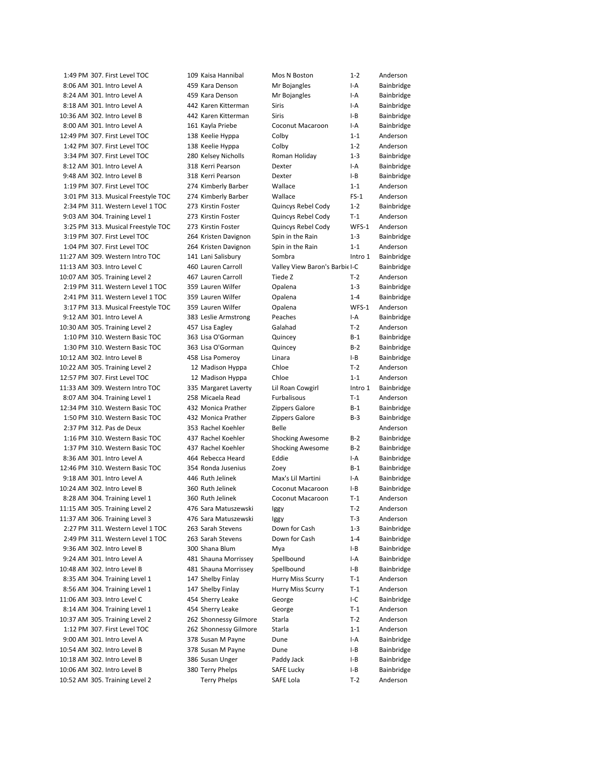| | | | | | | |
|---|---|---|---|---|---|---|
| 1:49 PM | 307. First Level TOC | 109 | Kaisa Hannibal | Mos N Boston | 1-2 | Anderson |
| 8:06 AM | 301. Intro Level A | 459 | Kara Denson | Mr Bojangles | I-A | Bainbridge |
| 8:24 AM | 301. Intro Level A | 459 | Kara Denson | Mr Bojangles | I-A | Bainbridge |
| 8:18 AM | 301. Intro Level A | 442 | Karen Kitterman | Siris | I-A | Bainbridge |
| 10:36 AM | 302. Intro Level B | 442 | Karen Kitterman | Siris | I-B | Bainbridge |
| 8:00 AM | 301. Intro Level A | 161 | Kayla Priebe | Coconut Macaroon | I-A | Bainbridge |
| 12:49 PM | 307. First Level TOC | 138 | Keelie Hyppa | Colby | 1-1 | Anderson |
| 1:42 PM | 307. First Level TOC | 138 | Keelie Hyppa | Colby | 1-2 | Anderson |
| 3:34 PM | 307. First Level TOC | 280 | Kelsey Nicholls | Roman Holiday | 1-3 | Bainbridge |
| 8:12 AM | 301. Intro Level A | 318 | Kerri Pearson | Dexter | I-A | Bainbridge |
| 9:48 AM | 302. Intro Level B | 318 | Kerri Pearson | Dexter | I-B | Bainbridge |
| 1:19 PM | 307. First Level TOC | 274 | Kimberly Barber | Wallace | 1-1 | Anderson |
| 3:01 PM | 313. Musical Freestyle TOC | 274 | Kimberly Barber | Wallace | FS-1 | Anderson |
| 2:34 PM | 311. Western Level 1 TOC | 273 | Kirstin Foster | Quincys Rebel Cody | 1-2 | Bainbridge |
| 9:03 AM | 304. Training Level 1 | 273 | Kirstin Foster | Quincys Rebel Cody | T-1 | Anderson |
| 3:25 PM | 313. Musical Freestyle TOC | 273 | Kirstin Foster | Quincys Rebel Cody | WFS-1 | Anderson |
| 3:19 PM | 307. First Level TOC | 264 | Kristen Davignon | Spin in the Rain | 1-3 | Bainbridge |
| 1:04 PM | 307. First Level TOC | 264 | Kristen Davignon | Spin in the Rain | 1-1 | Anderson |
| 11:27 AM | 309. Western Intro TOC | 141 | Lani Salisbury | Sombra | Intro 1 | Bainbridge |
| 11:13 AM | 303. Intro Level C | 460 | Lauren Carroll | Valley View Baron's Barbie | I-C | Bainbridge |
| 10:07 AM | 305. Training Level 2 | 467 | Lauren Carroll | Tiede Z | T-2 | Anderson |
| 2:19 PM | 311. Western Level 1 TOC | 359 | Lauren Wilfer | Opalena | 1-3 | Bainbridge |
| 2:41 PM | 311. Western Level 1 TOC | 359 | Lauren Wilfer | Opalena | 1-4 | Bainbridge |
| 3:17 PM | 313. Musical Freestyle TOC | 359 | Lauren Wilfer | Opalena | WFS-1 | Anderson |
| 9:12 AM | 301. Intro Level A | 383 | Leslie Armstrong | Peaches | I-A | Bainbridge |
| 10:30 AM | 305. Training Level 2 | 457 | Lisa Eagley | Galahad | T-2 | Anderson |
| 1:10 PM | 310. Western Basic TOC | 363 | Lisa O'Gorman | Quincey | B-1 | Bainbridge |
| 1:30 PM | 310. Western Basic TOC | 363 | Lisa O'Gorman | Quincey | B-2 | Bainbridge |
| 10:12 AM | 302. Intro Level B | 458 | Lisa Pomeroy | Linara | I-B | Bainbridge |
| 10:22 AM | 305. Training Level 2 | 12 | Madison Hyppa | Chloe | T-2 | Anderson |
| 12:57 PM | 307. First Level TOC | 12 | Madison Hyppa | Chloe | 1-1 | Anderson |
| 11:33 AM | 309. Western Intro TOC | 335 | Margaret Laverty | Lil Roan Cowgirl | Intro 1 | Bainbridge |
| 8:07 AM | 304. Training Level 1 | 258 | Micaela Read | Furbalisous | T-1 | Anderson |
| 12:34 PM | 310. Western Basic TOC | 432 | Monica Prather | Zippers Galore | B-1 | Bainbridge |
| 1:50 PM | 310. Western Basic TOC | 432 | Monica Prather | Zippers Galore | B-3 | Bainbridge |
| 2:37 PM | 312. Pas de Deux | 353 | Rachel Koehler | Belle | | Anderson |
| 1:16 PM | 310. Western Basic TOC | 437 | Rachel Koehler | Shocking Awesome | B-2 | Bainbridge |
| 1:37 PM | 310. Western Basic TOC | 437 | Rachel Koehler | Shocking Awesome | B-2 | Bainbridge |
| 8:36 AM | 301. Intro Level A | 464 | Rebecca Heard | Eddie | I-A | Bainbridge |
| 12:46 PM | 310. Western Basic TOC | 354 | Ronda Jusenius | Zoey | B-1 | Bainbridge |
| 9:18 AM | 301. Intro Level A | 446 | Ruth Jelinek | Max's Lil Martini | I-A | Bainbridge |
| 10:24 AM | 302. Intro Level B | 360 | Ruth Jelinek | Coconut Macaroon | I-B | Bainbridge |
| 8:28 AM | 304. Training Level 1 | 360 | Ruth Jelinek | Coconut Macaroon | T-1 | Anderson |
| 11:15 AM | 305. Training Level 2 | 476 | Sara Matuszewski | Iggy | T-2 | Anderson |
| 11:37 AM | 306. Training Level 3 | 476 | Sara Matuszewski | Iggy | T-3 | Anderson |
| 2:27 PM | 311. Western Level 1 TOC | 263 | Sarah Stevens | Down for Cash | 1-3 | Bainbridge |
| 2:49 PM | 311. Western Level 1 TOC | 263 | Sarah Stevens | Down for Cash | 1-4 | Bainbridge |
| 9:36 AM | 302. Intro Level B | 300 | Shana Blum | Mya | I-B | Bainbridge |
| 9:24 AM | 301. Intro Level A | 481 | Shauna Morrissey | Spellbound | I-A | Bainbridge |
| 10:48 AM | 302. Intro Level B | 481 | Shauna Morrissey | Spellbound | I-B | Bainbridge |
| 8:35 AM | 304. Training Level 1 | 147 | Shelby Finlay | Hurry Miss Scurry | T-1 | Anderson |
| 8:56 AM | 304. Training Level 1 | 147 | Shelby Finlay | Hurry Miss Scurry | T-1 | Anderson |
| 11:06 AM | 303. Intro Level C | 454 | Sherry Leake | George | I-C | Bainbridge |
| 8:14 AM | 304. Training Level 1 | 454 | Sherry Leake | George | T-1 | Anderson |
| 10:37 AM | 305. Training Level 2 | 262 | Shonnessy Gilmore | Starla | T-2 | Anderson |
| 1:12 PM | 307. First Level TOC | 262 | Shonnessy Gilmore | Starla | 1-1 | Anderson |
| 9:00 AM | 301. Intro Level A | 378 | Susan M Payne | Dune | I-A | Bainbridge |
| 10:54 AM | 302. Intro Level B | 378 | Susan M Payne | Dune | I-B | Bainbridge |
| 10:18 AM | 302. Intro Level B | 386 | Susan Unger | Paddy Jack | I-B | Bainbridge |
| 10:06 AM | 302. Intro Level B | 380 | Terry Phelps | SAFE Lucky | I-B | Bainbridge |
| 10:52 AM | 305. Training Level 2 | | Terry Phelps | SAFE Lola | T-2 | Anderson |